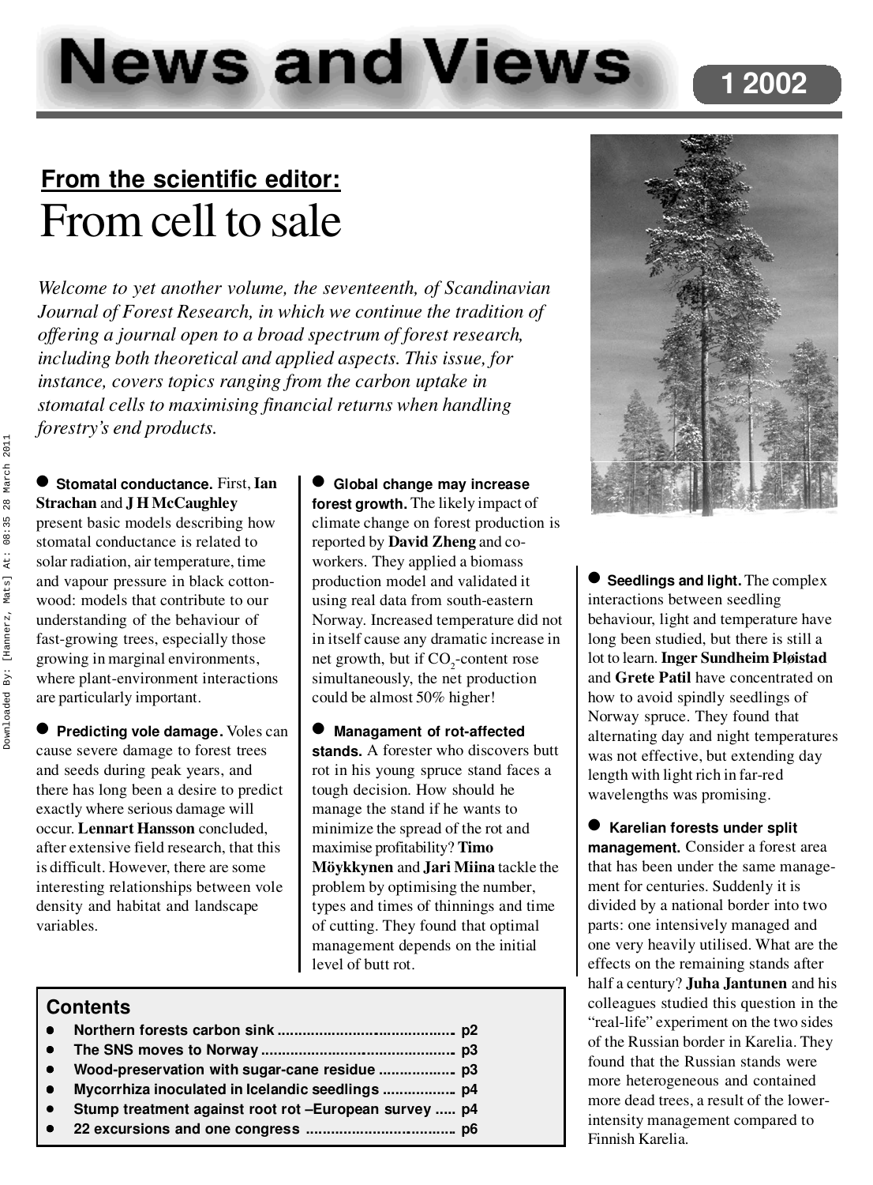# News and Views

## From the scientific editor:

# From cell to sale

*Welcome to yet another volume, the seventeenth, of Scandinavian Journal of Forest Research, in which we continue the tradition of offering a journal open to a broad spectrum of forest research, including both theoretical and applied aspects. This issue, for instance, covers topics ranging from the carbon uptake in stomatal cells to maximising financial returns when handling forestry's end products.*

● **Stomatal conductance.** First, **Ian Strachan** and **J H McCaughley** present basic models describing how stomatal conductance is related to solar radiation, air temperature, time and vapour pressure in black cottonwood: models that contribute to our understanding of the behaviour of fast-growing trees, especially those growing in marginal environments, where plant-environment interactions are particularly important.

● **Predicting vole damage.** Voles can cause severe damage to forest trees and seeds during peak years, and there has long been a desire to predict exactly where serious damage will occur. **Lennart Hansson** concluded, after extensive field research, that this is difficult. However, there are some interesting relationships between vole density and habitat and landscape variables.

● **Global change may increase forest growth.** The likely impact of climate change on forest production is reported by **David Zheng** and co-workers. They applied a biomass production model and validated it using real data from south-eastern Norway. Increased temperature did not in itself cause any dramatic increase in net growth, but if $CO_2$-content rose simultaneously, the net production could be almost 50% higher!

● **Managament of rot-affected stands.** A forester who discovers butt rot in his young spruce stand faces a tough decision. How should he manage the stand if he wants to minimize the spread of the rot and maximise profitability? **Timo Möykkynen** and **Jari Miina** tackle the problem by optimising the number, types and times of thinnings and time of cutting. They found that optimal management depends on the initial level of butt rot.

● **Seedlings and light.** The complex interactions between seedling behaviour, light and temperature have long been studied, but there is still a lot to learn. **Inger Sundheim Fløistad** and **Grete Patil** have concentrated on how to avoid spindly seedlings of Norway spruce. They found that alternating day and night temperatures was not effective, but extending day length with light rich in far-red wavelengths was promising.

● **Karelian forests under split management.** Consider a forest area that has been under the same management for centuries. Suddenly it is divided by a national border into two parts: one intensively managed and one very heavily utilised. What are the effects on the remaining stands after half a century? **Juha Jantunen** and his colleagues studied this question in the "real-life" experiment on the two sides of the Russian border in Karelia. They found that the Russian stands were more heterogeneous and contained more dead trees, a result of the lower-intensity management compared to Finnish Karelia.

### Contents

- **Northern forests carbon sink** ........................................ p2
- **The SNS moves to Norway** ........................................ p3
- **Wood-preservation with sugar-cane residue** .................. p3
- **Mycorrhiza inoculated in Icelandic seedlings** ................. p4
- **Stump treatment against root rot –European survey** ..... p4
- **22 excursions and one congress** ................................. p6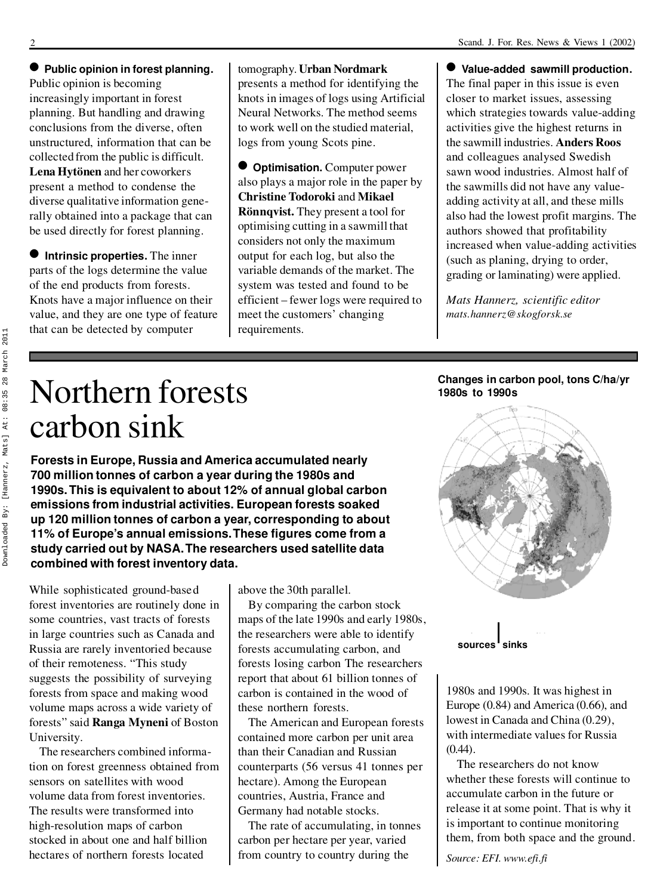● **Public opinion in forest planning.** Public opinion is becoming increasingly important in forest planning. But handling and drawing conclusions from the diverse, often unstructured, information that can be collected from the public is difficult. **Lena Hytönen** and her coworkers present a method to condense the diverse qualitative information generally obtained into a package that can be used directly for forest planning.

● **Intrinsic properties.** The inner parts of the logs determine the value of the end products from forests. Knots have a major influence on their value, and they are one type of feature that can be detected by computer tomography. **Urban Nordmark** presents a method for identifying the knots in images of logs using Artificial Neural Networks. The method seems to work well on the studied material, logs from young Scots pine.

● **Optimisation.** Computer power also plays a major role in the paper by **Christine Todoroki** and **Mikael Rönnqvist.** They present a tool for optimising cutting in a sawmill that considers not only the maximum output for each log, but also the variable demands of the market. The system was tested and found to be efficient – fewer logs were required to meet the customers' changing requirements.

● **Value-added sawmill production.** The final paper in this issue is even closer to market issues, assessing which strategies towards value-adding activities give the highest returns in the sawmill industries. **Anders Roos** and colleagues analysed Swedish sawn wood industries. Almost half of the sawmills did not have any value-adding activity at all, and these mills also had the lowest profit margins. The authors showed that profitability increased when value-adding activities (such as planing, drying to order, grading or laminating) were applied.

*Mats Hannerz, scientific editor*
*mats.hannerz@skogforsk.se*

# Northern forests carbon sink

**Forests in Europe, Russia and America accumulated nearly 700 million tonnes of carbon a year during the 1980s and 1990s. This is equivalent to about 12% of annual global carbon emissions from industrial activities. European forests soaked up 120 million tonnes of carbon a year, corresponding to about 11% of Europe's annual emissions. These figures come from a study carried out by NASA. The researchers used satellite data combined with forest inventory data.**

While sophisticated ground-based forest inventories are routinely done in some countries, vast tracts of forests in large countries such as Canada and Russia are rarely inventoried because of their remoteness. "This study suggests the possibility of surveying forests from space and making wood volume maps across a wide variety of forests" said **Ranga Myneni** of Boston University.

The researchers combined information on forest greenness obtained from sensors on satellites with wood volume data from forest inventories. The results were transformed into high-resolution maps of carbon stocked in about one and half billion hectares of northern forests located above the 30th parallel.

By comparing the carbon stock maps of the late 1990s and early 1980s, the researchers were able to identify forests accumulating carbon, and forests losing carbon The researchers report that about 61 billion tonnes of carbon is contained in the wood of these northern forests.

The American and European forests contained more carbon per unit area than their Canadian and Russian counterparts (56 versus 41 tonnes per hectare). Among the European countries, Austria, France and Germany had notable stocks.

The rate of accumulating, in tonnes carbon per hectare per year, varied from country to country during the 1980s and 1990s. It was highest in Europe (0.84) and America (0.66), and lowest in Canada and China (0.29), with intermediate values for Russia (0.44).

The researchers do not know whether these forests will continue to accumulate carbon in the future or release it at some point. That is why it is important to continue monitoring them, from both space and the ground.

*Source: EFI. www.efi.fi*

**Changes in carbon pool, tons C/ha/yr 1980s to 1990s**

**sources | sinks**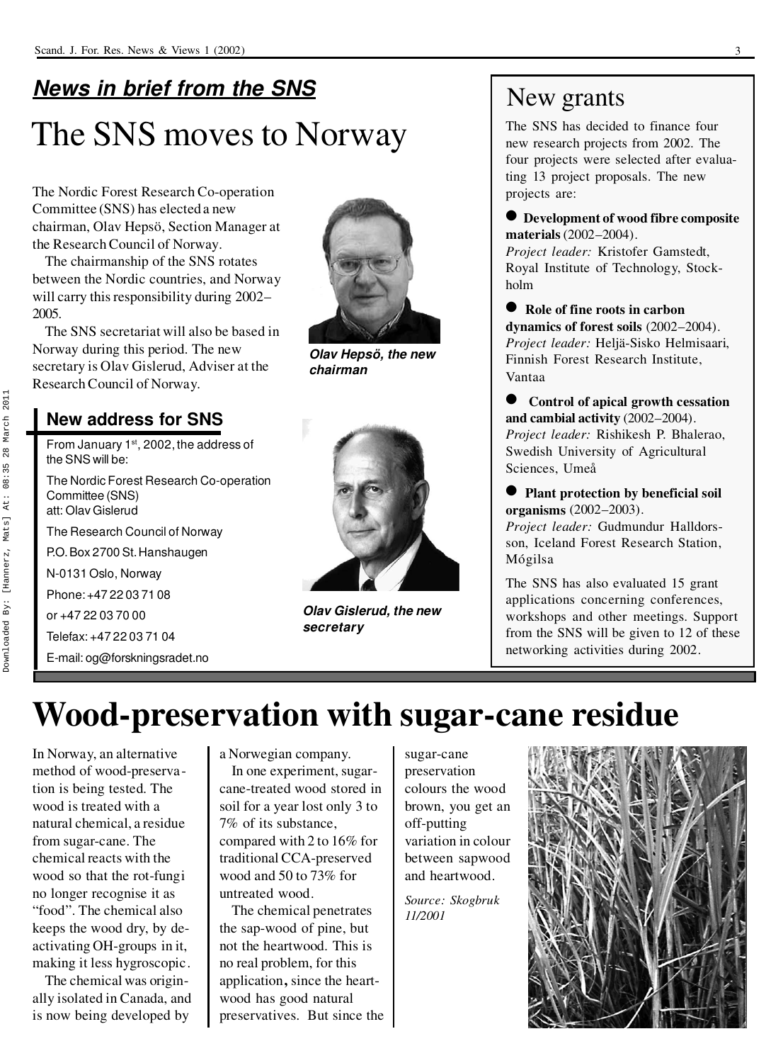## *News in brief from the SNS*

# The SNS moves to Norway

The Nordic Forest Research Co-operation Committee (SNS) has elected a new chairman, Olav Hepsö, Section Manager at the Research Council of Norway.

The chairmanship of the SNS rotates between the Nordic countries, and Norway will carry this responsibility during 2002–2005.

The SNS secretariat will also be based in Norway during this period. The new secretary is Olav Gislerud, Adviser at the Research Council of Norway.

*Olav Hepsö, the new chairman*

*Olav Gislerud, the new secretary*

### New address for SNS

From January 1st, 2002, the address of the SNS will be:

The Nordic Forest Research Co-operation Committee (SNS)
att: Olav Gislerud

The Research Council of Norway

P.O. Box 2700 St. Hanshaugen

N-0131 Oslo, Norway

Phone: +47 22 03 71 08

or +47 22 03 70 00

Telefax: +47 22 03 71 04

E-mail: og@forskningsradet.no

## New grants

The SNS has decided to finance four new research projects from 2002. The four projects were selected after evaluating 13 project proposals. The new projects are:

- **Development of wood fibre composite materials** (2002–2004).
  *Project leader:* Kristofer Gamstedt, Royal Institute of Technology, Stockholm
- **Role of fine roots in carbon dynamics of forest soils** (2002–2004).
  *Project leader:* Heljä-Sisko Helmisaari, Finnish Forest Research Institute, Vantaa
- **Control of apical growth cessation and cambial activity** (2002–2004).
  *Project leader:* Rishikesh P. Bhalerao, Swedish University of Agricultural Sciences, Umeå
- **Plant protection by beneficial soil organisms** (2002–2003).
  *Project leader:* Gudmundur Halldorsson, Iceland Forest Research Station, Mógilsa

The SNS has also evaluated 15 grant applications concerning conferences, workshops and other meetings. Support from the SNS will be given to 12 of these networking activities during 2002.

# Wood-preservation with sugar-cane residue

In Norway, an alternative method of wood-preservation is being tested. The wood is treated with a natural chemical, a residue from sugar-cane. The chemical reacts with the wood so that the rot-fungi no longer recognise it as "food". The chemical also keeps the wood dry, by de-activating OH-groups in it, making it less hygroscopic.

The chemical was originally isolated in Canada, and is now being developed by a Norwegian company.

In one experiment, sugar-cane-treated wood stored in soil for a year lost only 3 to 7% of its substance, compared with 2 to 16% for traditional CCA-preserved wood and 50 to 73% for untreated wood.

The chemical penetrates the sap-wood of pine, but not the heartwood. This is no real problem, for this application, since the heartwood has good natural preservatives. But since the sugar-cane preservation colours the wood brown, you get an off-putting variation in colour between sapwood and heartwood.

*Source: Skogbruk 11/2001*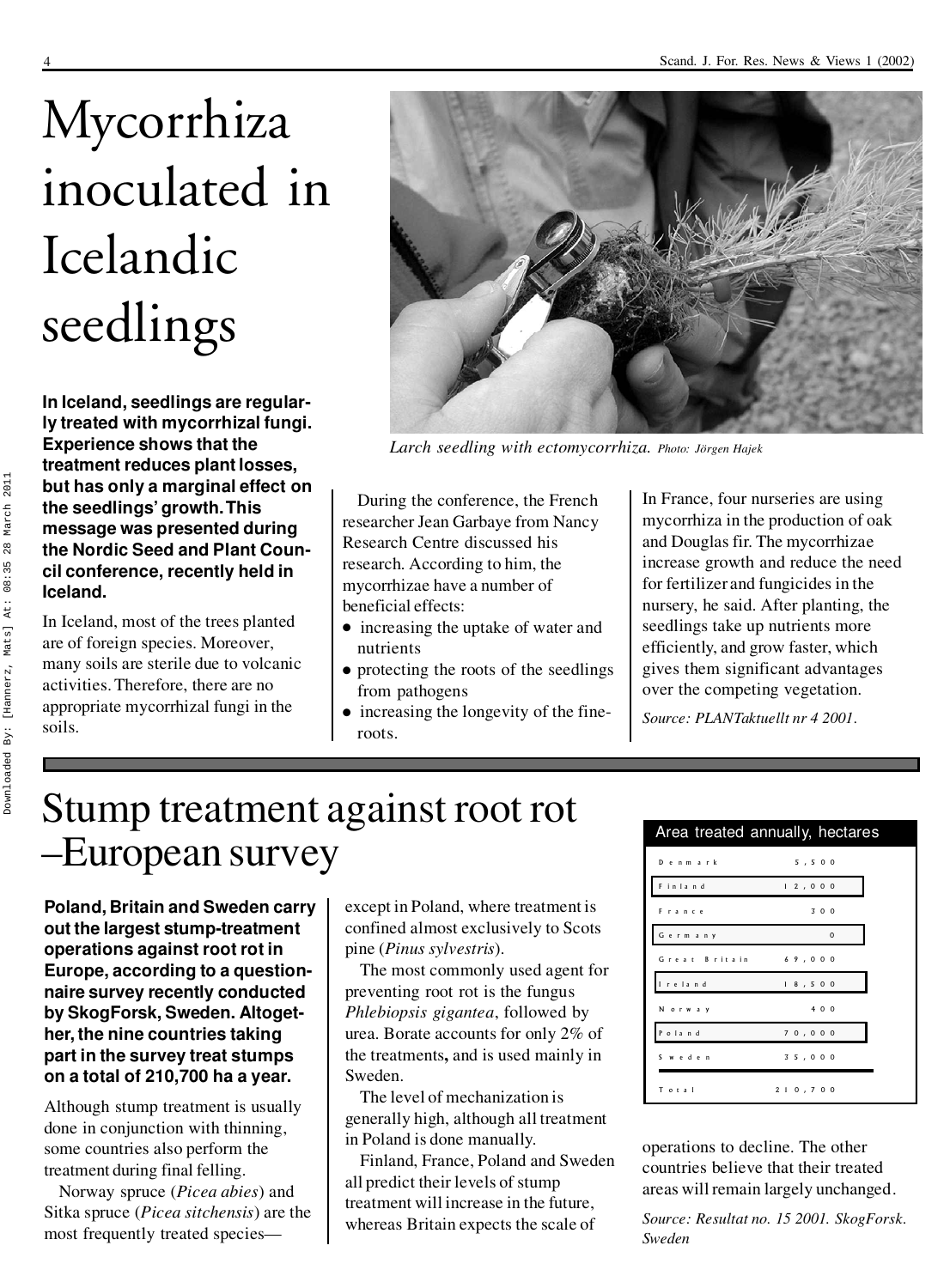# Mycorrhiza inoculated in Icelandic seedlings

**In Iceland, seedlings are regularly treated with mycorrhizal fungi. Experience shows that the treatment reduces plant losses, but has only a marginal effect on the seedlings' growth. This message was presented during the Nordic Seed and Plant Council conference, recently held in Iceland.**

In Iceland, most of the trees planted are of foreign species. Moreover, many soils are sterile due to volcanic activities. Therefore, there are no appropriate mycorrhizal fungi in the soils.

*Larch seedling with ectomycorrhiza. Photo: Jörgen Hajek*

During the conference, the French researcher Jean Garbaye from Nancy Research Centre discussed his research. According to him, the mycorrhizae have a number of beneficial effects:

- increasing the uptake of water and nutrients
- protecting the roots of the seedlings from pathogens
- increasing the longevity of the fine-roots.

In France, four nurseries are using mycorrhiza in the production of oak and Douglas fir. The mycorrhizae increase growth and reduce the need for fertilizer and fungicides in the nursery, he said. After planting, the seedlings take up nutrients more efficiently, and grow faster, which gives them significant advantages over the competing vegetation.

*Source: PLANTaktuellt nr 4 2001.*

# Stump treatment against root rot –European survey

**Poland, Britain and Sweden carry out the largest stump-treatment operations against root rot in Europe, according to a questionnaire survey recently conducted by SkogForsk, Sweden. Altogether, the nine countries taking part in the survey treat stumps on a total of 210,700 ha a year.**

Although stump treatment is usually done in conjunction with thinning, some countries also perform the treatment during final felling.

Norway spruce (*Picea abies*) and Sitka spruce (*Picea sitchensis*) are the most frequently treated species—except in Poland, where treatment is confined almost exclusively to Scots pine (*Pinus sylvestris*).

The most commonly used agent for preventing root rot is the fungus *Phlebiopsis gigantea*, followed by urea. Borate accounts for only 2% of the treatments, and is used mainly in Sweden.

The level of mechanization is generally high, although all treatment in Poland is done manually.

Finland, France, Poland and Sweden all predict their levels of stump treatment will increase in the future, whereas Britain expects the scale of operations to decline. The other countries believe that their treated areas will remain largely unchanged.

| Area treated annually, hectares | |
|---|---|
| Denmark | 5,500 |
| Finland | 12,000 |
| France | 300 |
| Germany | 0 |
| Great Britain | 69,000 |
| Ireland | 18,500 |
| Norway | 400 |
| Poland | 70,000 |
| Sweden | 35,000 |
| Total | 210,700 |

*Source: Resultat no. 15 2001. SkogForsk. Sweden*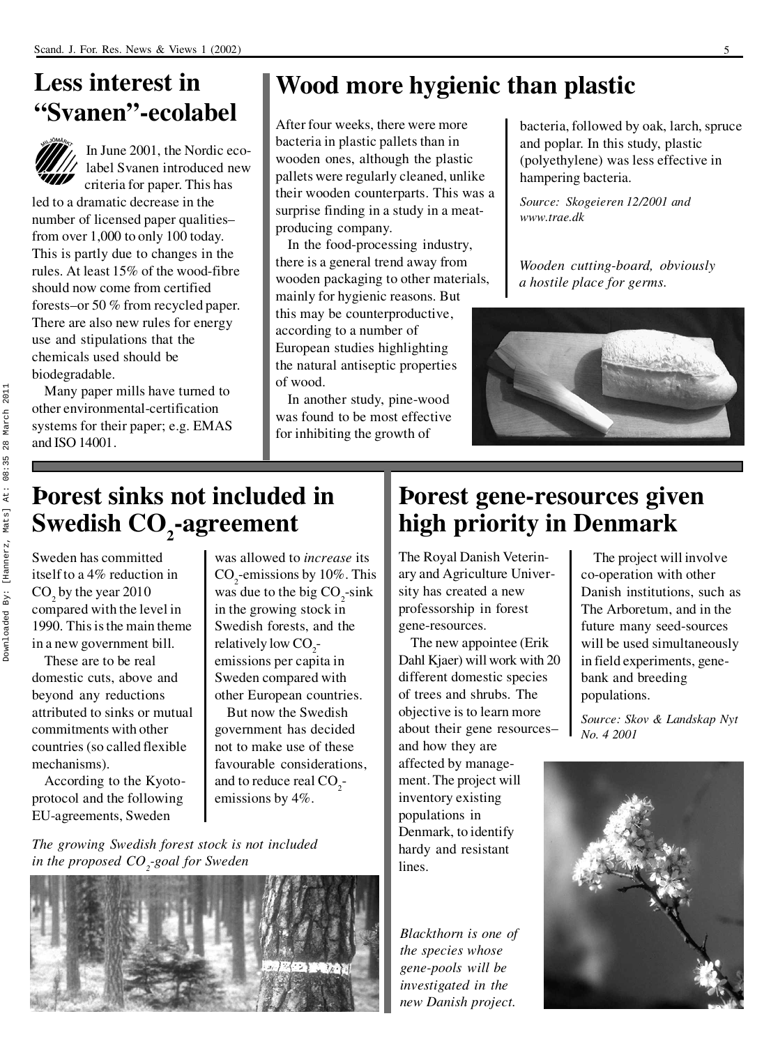# Less interest in "Svanen"-ecolabel

In June 2001, the Nordic eco-label Svanen introduced new criteria for paper. This has led to a dramatic decrease in the number of licensed paper qualities–from over 1,000 to only 100 today. This is partly due to changes in the rules. At least 15% of the wood-fibre should now come from certified forests–or 50 % from recycled paper. There are also new rules for energy use and stipulations that the chemicals used should be biodegradable.

Many paper mills have turned to other environmental-certification systems for their paper; e.g. EMAS and ISO 14001.

# Wood more hygienic than plastic

After four weeks, there were more bacteria in plastic pallets than in wooden ones, although the plastic pallets were regularly cleaned, unlike their wooden counterparts. This was a surprise finding in a study in a meat-producing company.

In the food-processing industry, there is a general trend away from wooden packaging to other materials, mainly for hygienic reasons. But this may be counterproductive, according to a number of European studies highlighting the natural antiseptic properties of wood.

In another study, pine-wood was found to be most effective for inhibiting the growth of bacteria, followed by oak, larch, spruce and poplar. In this study, plastic (polyethylene) was less effective in hampering bacteria.

*Source: Skogeieren 12/2001 and www.trae.dk*

*Wooden cutting-board, obviously a hostile place for germs.*

# Forest sinks not included in Swedish $CO_2$-agreement

Sweden has committed itself to a 4% reduction in $CO_2$ by the year 2010 compared with the level in 1990. This is the main theme in a new government bill.

These are to be real domestic cuts, above and beyond any reductions attributed to sinks or mutual commitments with other countries (so called flexible mechanisms).

According to the Kyoto-protocol and the following EU-agreements, Sweden was allowed to *increase* its $CO_2$-emissions by 10%. This was due to the big $CO_2$-sink in the growing stock in Swedish forests, and the relatively low $CO_2$-emissions per capita in Sweden compared with other European countries.

But now the Swedish government has decided not to make use of these favourable considerations, and to reduce real $CO_2$-emissions by 4%.

*The growing Swedish forest stock is not included in the proposed $CO_2$-goal for Sweden*

# Forest gene-resources given high priority in Denmark

The Royal Danish Veterinary and Agriculture University has created a new professorship in forest gene-resources.

The new appointee (Erik Dahl Kjaer) will work with 20 different domestic species of trees and shrubs. The objective is to learn more about their gene resources–and how they are affected by management. The project will inventory existing populations in Denmark, to identify hardy and resistant lines.

The project will involve co-operation with other Danish institutions, such as The Arboretum, and in the future many seed-sources will be used simultaneously in field experiments, gene-bank and breeding populations.

*Source: Skov & Landskap Nyt No. 4 2001*

*Blackthorn is one of the species whose gene-pools will be investigated in the new Danish project.*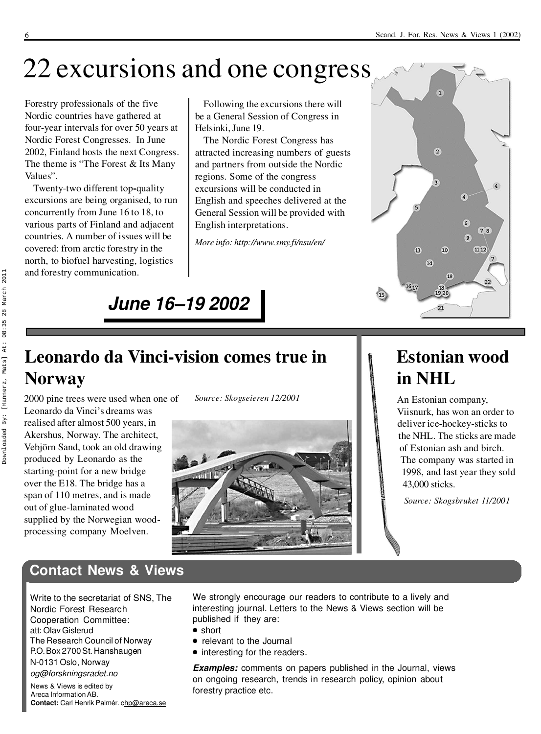# 22 excursions and one congress

Forestry professionals of the five Nordic countries have gathered at four-year intervals for over 50 years at Nordic Forest Congresses. In June 2002, Finland hosts the next Congress. The theme is "The Forest & Its Many Values".

Twenty-two different top-quality excursions are being organised, to run concurrently from June 16 to 18, to various parts of Finland and adjacent countries. A number of issues will be covered: from arctic forestry in the north, to biofuel harvesting, logistics and forestry communication.

Following the excursions there will be a General Session of Congress in Helsinki, June 19.

The Nordic Forest Congress has attracted increasing numbers of guests and partners from outside the Nordic regions. Some of the congress excursions will be conducted in English and speeches delivered at the General Session will be provided with English interpretations.

*More info: http://www.smy.fi/nsu/en/*

***June 16–19 2002***

## Leonardo da Vinci-vision comes true in Norway

2000 pine trees were used when one of Leonardo da Vinci's dreams was realised after almost 500 years, in Akershus, Norway. The architect, Vebjörn Sand, took an old drawing produced by Leonardo as the starting-point for a new bridge over the E18. The bridge has a span of 110 metres, and is made out of glue-laminated wood supplied by the Norwegian wood-processing company Moelven.

*Source: Skogseieren 12/2001*

## Estonian wood in NHL

An Estonian company, Viisnurk, has won an order to deliver ice-hockey-sticks to the NHL. The sticks are made of Estonian ash and birch. The company was started in 1998, and last year they sold 43,000 sticks.

*Source: Skogsbruket 11/2001*

## Contact News & Views

Write to the secretariat of SNS, The Nordic Forest Research Cooperation Committee:
att: Olav Gislerud
The Research Council of Norway
P.O. Box 2700 St. Hanshaugen
N-0131 Oslo, Norway
*og@forskningsradet.no*

News & Views is edited by Areca Information AB.
**Contact:** Carl Henrik Palmér. chp@areca.se

We strongly encourage our readers to contribute to a lively and interesting journal. Letters to the News & Views section will be published if they are:

- short
- relevant to the Journal
- interesting for the readers.

***Examples:*** comments on papers published in the Journal, views on ongoing research, trends in research policy, opinion about forestry practice etc.